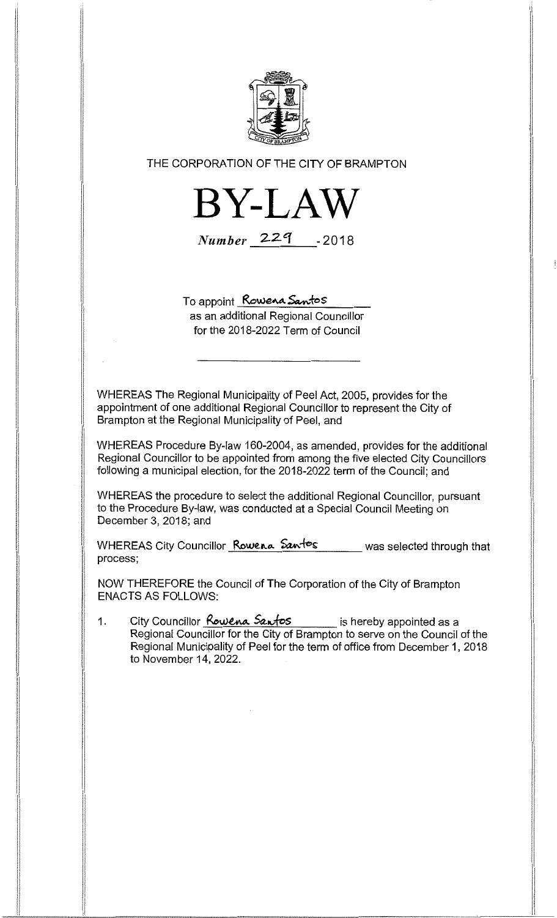THE CORPORATION OF THE CITY OF BRAMPTON

# BY-LAW

*Number* 229 - 2018

To appoint Rowena Santos
as an additional Regional Councillor
for the 2018-2022 Term of Council

---

WHEREAS The Regional Municipality of Peel Act, 2005, provides for the appointment of one additional Regional Councillor to represent the City of Brampton at the Regional Municipality of Peel, and

WHEREAS Procedure By-law 160-2004, as amended, provides for the additional Regional Councillor to be appointed from among the five elected City Councillors following a municipal election, for the 2018-2022 term of the Council; and

WHEREAS the procedure to select the additional Regional Councillor, pursuant to the Procedure By-law, was conducted at a Special Council Meeting on December 3, 2018; and

WHEREAS City Councillor Rowena Santos was selected through that process;

NOW THEREFORE the Council of The Corporation of the City of Brampton ENACTS AS FOLLOWS:

1. City Councillor Rowena Santos is hereby appointed as a Regional Councillor for the City of Brampton to serve on the Council of the Regional Municipality of Peel for the term of office from December 1, 2018 to November 14, 2022.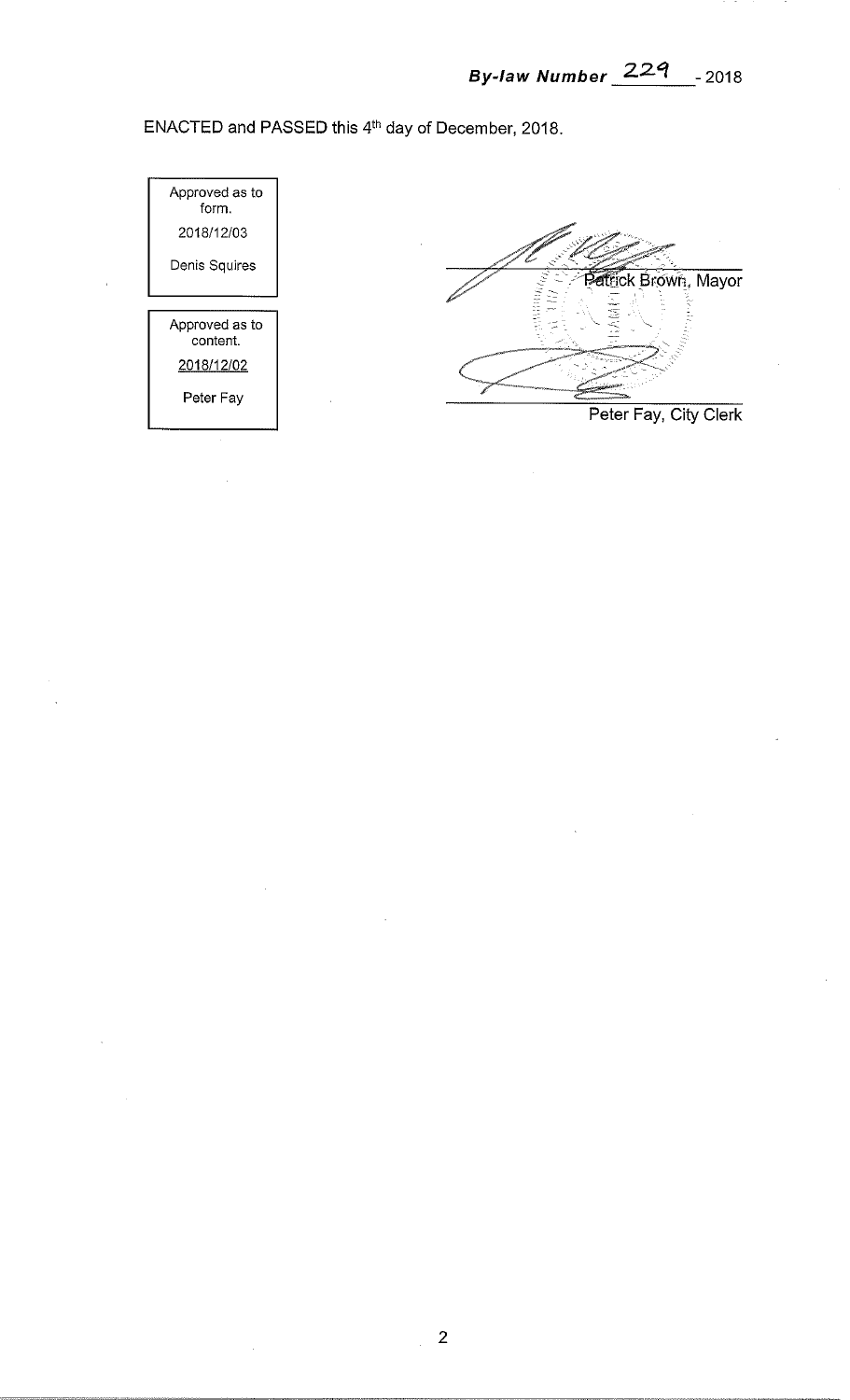***By-law Number*** 229 - 2018

ENACTED and PASSED this 4th day of December, 2018.

| |
|---|
| Approved as to form. |
| 2018/12/03 |
| Denis Squires |

| |
|---|
| Approved as to content. |
| 2018/12/02 |
| Peter Fay |

Patrick Brown, Mayor

Peter Fay, City Clerk